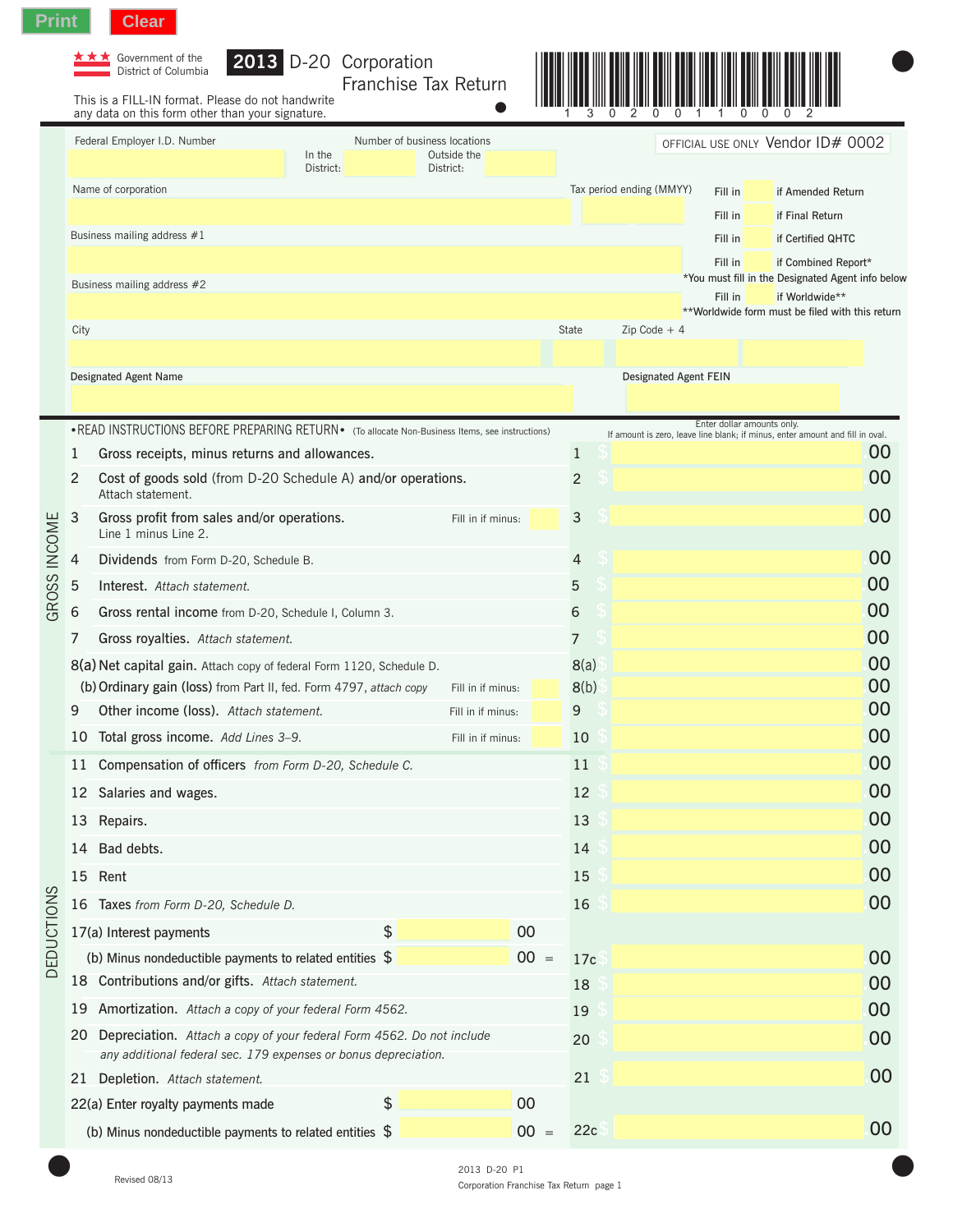Print Clear

Government of the District of Columbia

# 2013 D-20 Corporation Franchise Tax Return

This is a FILL-IN format. Please do not handwrite any data on this form other than your signature.

1 3 0 2 0 0 1 1 0 0 0 2

OFFICIAL USE ONLY Vendor ID# 0002

Federal Employer I.D. Number

Number of business locations — In the District: ____ Outside the District: ____

Name of corporation

Tax period ending (MMYY)

Fill in ☐ if Amended Return

Fill in ☐ if Final Return

Fill in ☐ if Certified QHTC

Fill in ☐ if Combined Report*

*You must fill in the Designated Agent info below

Fill in ☐ if Worldwide**

**Worldwide form must be filed with this return

Business mailing address #1

Business mailing address #2

City | State | Zip Code + 4

Designated Agent Name

Designated Agent FEIN

•READ INSTRUCTIONS BEFORE PREPARING RETURN• (To allocate Non-Business Items, see instructions)

Enter dollar amounts only. If amount is zero, leave line blank; if minus, enter amount and fill in oval.

## GROSS INCOME

| Line | Description | | Line | Amount |
|---|---|---|---|---|
| 1 | Gross receipts, minus returns and allowances. | | 1 | $ .00 |
| 2 | Cost of goods sold (from D-20 Schedule A) and/or operations. Attach statement. | | 2 | $ .00 |
| 3 | Gross profit from sales and/or operations. Line 1 minus Line 2. | Fill in if minus: ☐ | 3 | $ .00 |
| 4 | Dividends from Form D-20, Schedule B. | | 4 | $ .00 |
| 5 | Interest. *Attach statement.* | | 5 | $ .00 |
| 6 | Gross rental income from D-20, Schedule I, Column 3. | | 6 | $ .00 |
| 7 | Gross royalties. *Attach statement.* | | 7 | $ .00 |
| 8(a) | Net capital gain. Attach copy of federal Form 1120, Schedule D. | | 8(a) | $ .00 |
| (b) | Ordinary gain (loss) from Part II, fed. Form 4797, *attach copy* | Fill in if minus: ☐ | 8(b) | $ .00 |
| 9 | Other income (loss). *Attach statement.* | Fill in if minus: ☐ | 9 | $ .00 |
| 10 | Total gross income. *Add Lines 3–9.* | Fill in if minus: ☐ | 10 | $ .00 |

## DEDUCTIONS

| Line | Description | | Line | Amount |
|---|---|---|---|---|
| 11 | Compensation of officers *from Form D-20, Schedule C.* | | 11 | $ .00 |
| 12 | Salaries and wages. | | 12 | $ .00 |
| 13 | Repairs. | | 13 | $ .00 |
| 14 | Bad debts. | | 14 | $ .00 |
| 15 | Rent | | 15 | $ .00 |
| 16 | Taxes *from Form D-20, Schedule D.* | | 16 | $ .00 |
| 17(a) | Interest payments | $ .00 | | |
| (b) | Minus nondeductible payments to related entities | $ .00 = | 17c | $ .00 |
| 18 | Contributions and/or gifts. *Attach statement.* | | 18 | $ .00 |
| 19 | Amortization. *Attach a copy of your federal Form 4562.* | | 19 | $ .00 |
| 20 | Depreciation. *Attach a copy of your federal Form 4562. Do not include any additional federal sec. 179 expenses or bonus depreciation.* | | 20 | $ .00 |
| 21 | Depletion. *Attach statement.* | | 21 | $ .00 |
| 22(a) | Enter royalty payments made | $ .00 | | |
| (b) | Minus nondeductible payments to related entities | $ .00 = | 22c | $ .00 |

Revised 08/13

2013 D-20 P1
Corporation Franchise Tax Return page 1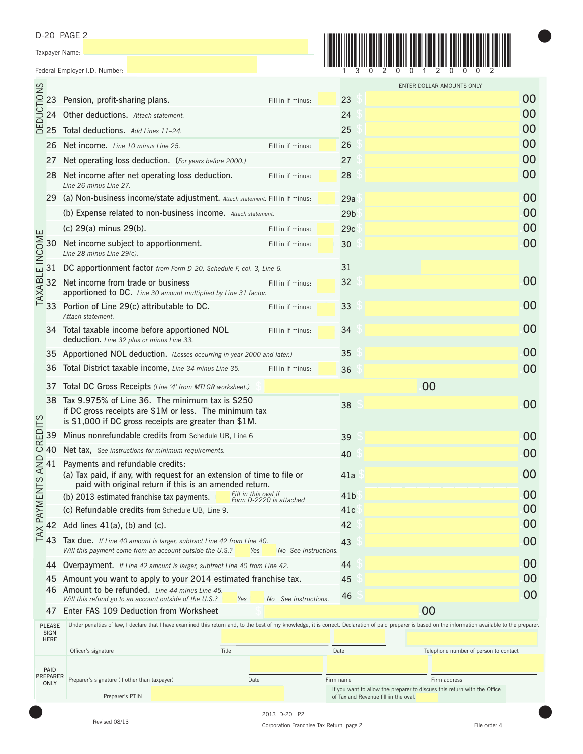D-20 PAGE 2

Taxpayer Name:

Federal Employer I.D. Number:

1 3 0 2 0 0 1 2 0 0 0 2

ENTER DOLLAR AMOUNTS ONLY

**DEDUCTIONS**

| Line | Description | | Line | Amount |
|---|---|---|---|---|
| 23 | Pension, profit-sharing plans. | Fill in if minus: | 23 | $ .00 |
| 24 | Other deductions. *Attach statement.* | | 24 | $ .00 |
| 25 | Total deductions. *Add Lines 11–24.* | | 25 | $ .00 |

**TAXABLE INCOME**

| Line | Description | | Line | Amount |
|---|---|---|---|---|
| 26 | Net income. *Line 10 minus Line 25.* | Fill in if minus: | 26 | $ .00 |
| 27 | Net operating loss deduction. (*For years before 2000.*) | | 27 | $ .00 |
| 28 | Net income after net operating loss deduction. *Line 26 minus Line 27.* | Fill in if minus: | 28 | $ .00 |
| 29 | (a) Non-business income/state adjustment. *Attach statement.* | Fill in if minus: | 29a | $ .00 |
| | (b) Expense related to non-business income. *Attach statement.* | | 29b | $ .00 |
| | (c) 29(a) minus 29(b). | Fill in if minus: | 29c | $ .00 |
| 30 | Net income subject to apportionment. *Line 28 minus Line 29(c).* | Fill in if minus: | 30 | $ .00 |
| 31 | DC apportionment factor *from Form D-20, Schedule F, col. 3, Line 6.* | | 31 | |
| 32 | Net income from trade or business apportioned to DC. *Line 30 amount multiplied by Line 31 factor.* | Fill in if minus: | 32 | $ .00 |
| 33 | Portion of Line 29(c) attributable to DC. *Attach statement.* | Fill in if minus: | 33 | $ .00 |
| 34 | Total taxable income before apportioned NOL deduction. *Line 32 plus or minus Line 33.* | Fill in if minus: | 34 | $ .00 |
| 35 | Apportioned NOL deduction. *(Losses occurring in year 2000 and later.)* | | 35 | $ .00 |
| 36 | Total District taxable income, *Line 34 minus Line 35.* | Fill in if minus: | 36 | $ .00 |

**TAX PAYMENTS AND CREDITS**

| Line | Description | | Line | Amount |
|---|---|---|---|---|
| 37 | Total DC Gross Receipts *(Line '4' from MTLGR worksheet.)* | $ .00 | | |
| 38 | Tax 9.975% of Line 36. The minimum tax is $250 if DC gross receipts are $1M or less. The minimum tax is $1,000 if DC gross receipts are greater than $1M. | | 38 | $ .00 |
| 39 | Minus nonrefundable credits from Schedule UB, Line 6 | | 39 | $ .00 |
| 40 | Net tax, *See instructions for minimum requirements.* | | 40 | $ .00 |
| 41 | Payments and refundable credits: (a) Tax paid, if any, with request for an extension of time to file or paid with original return if this is an amended return. | | 41a | $ .00 |
| | (b) 2013 estimated franchise tax payments. | *Fill in this oval if Form D-2220 is attached* | 41b | $ .00 |
| | (c) Refundable credits from Schedule UB, Line 9. | | 41c | $ .00 |
| 42 | Add lines 41(a), (b) and (c). | | 42 | $ .00 |
| 43 | Tax due. *If Line 40 amount is larger, subtract Line 42 from Line 40. Will this payment come from an account outside the U.S.?* Yes No *See instructions.* | | 43 | $ .00 |
| 44 | Overpayment. *If Line 42 amount is larger, subtract Line 40 from Line 42.* | | 44 | $ .00 |
| 45 | Amount you want to apply to your 2014 estimated franchise tax. | | 45 | $ .00 |
| 46 | Amount to be refunded. *Line 44 minus Line 45. Will this refund go to an account outside of the U.S.?* Yes No *See instructions.* | | 46 | $ .00 |
| 47 | Enter FAS 109 Deduction from Worksheet | $ .00 | | |

**PLEASE SIGN HERE**

Under penalties of law, I declare that I have examined this return and, to the best of my knowledge, it is correct. Declaration of paid preparer is based on the information available to the preparer.

Officer's signature | Title | Date | Telephone number of person to contact

**PAID PREPARER ONLY**

Preparer's signature (if other than taxpayer) | Date | Firm name | Firm address

Preparer's PTIN

If you want to allow the preparer to discuss this return with the Office of Tax and Revenue fill in the oval.

Revised 08/13

2013 D-20 P2

Corporation Franchise Tax Return page 2

File order 4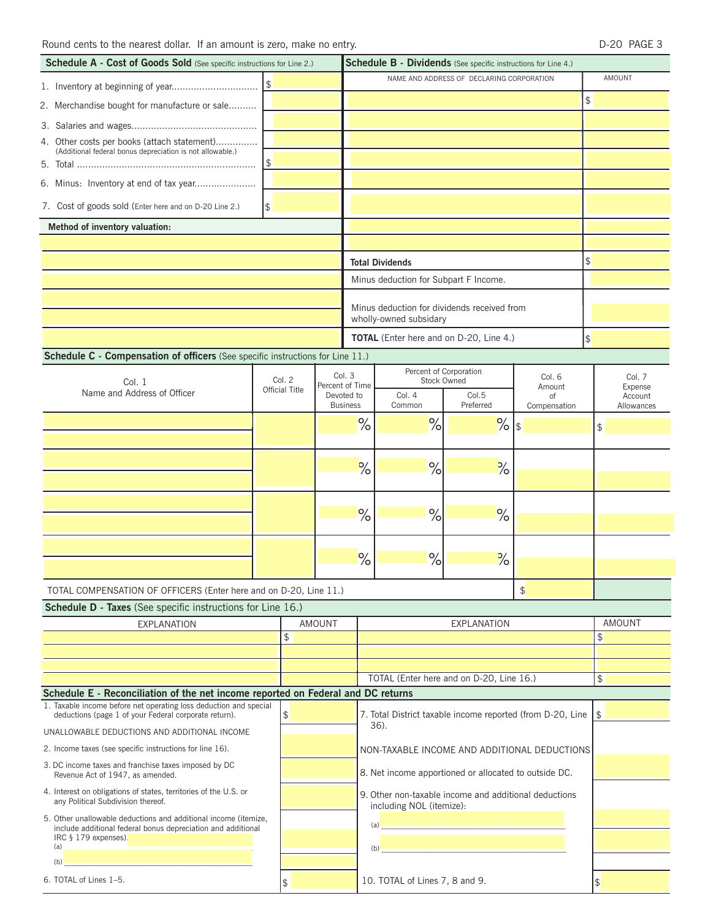Round cents to the nearest dollar. If an amount is zero, make no entry.

## Schedule A - Cost of Goods Sold (See specific instructions for Line 2.)

| | |
|---|---|
| 1. Inventory at beginning of year | $ |
| 2. Merchandise bought for manufacture or sale | |
| 3. Salaries and wages | |
| 4. Other costs per books (attach statement) (Additional federal bonus depreciation is not allowable.) | |
| 5. Total | $ |
| 6. Minus: Inventory at end of tax year | |
| 7. Cost of goods sold (Enter here and on D-20 Line 2.) | $ |

**Method of inventory valuation:**

## Schedule B - Dividends (See specific instructions for Line 4.)

| NAME AND ADDRESS OF DECLARING CORPORATION | AMOUNT |
|---|---|
| | $ |
| | |
| | |
| | |
| | |
| | |
| | |
| **Total Dividends** | $ |
| Minus deduction for Subpart F Income. | |
| Minus deduction for dividends received from wholly-owned subsidary | |
| **TOTAL** (Enter here and on D-20, Line 4.) | $ |

## Schedule C - Compensation of officers (See specific instructions for Line 11.)

| Col. 1 Name and Address of Officer | Col. 2 Official Title | Col. 3 Percent of Time Devoted to Business | Percent of Corporation Stock Owned | | Col. 6 Amount of Compensation | Col. 7 Expense Account Allowances |
|---|---|---|---|---|---|---|
| | | | Col. 4 Common | Col.5 Preferred | | |
| | | % | % | % | $ | $ |
| | | % | % | % | | |
| | | % | % | % | | |
| | | % | % | % | | |
| TOTAL COMPENSATION OF OFFICERS (Enter here and on D-20, Line 11.) | | | | | $ | |

## Schedule D - Taxes (See specific instructions for Line 16.)

| EXPLANATION | AMOUNT | EXPLANATION | AMOUNT |
|---|---|---|---|
| | $ | | $ |
| | | | |
| | | | |
| | | TOTAL (Enter here and on D-20, Line 16.) | $ |

## Schedule E - Reconciliation of the net income reported on Federal and DC returns

| | | | |
|---|---|---|---|
| 1. Taxable income before net operating loss deduction and special deductions (page 1 of your Federal corporate return). | $ | 7. Total District taxable income reported (from D-20, Line 36). | $ |
| UNALLOWABLE DEDUCTIONS AND ADDITIONAL INCOME | | NON-TAXABLE INCOME AND ADDITIONAL DEDUCTIONS | |
| 2. Income taxes (see specific instructions for line 16). | | | |
| 3. DC income taxes and franchise taxes imposed by DC Revenue Act of 1947, as amended. | | 8. Net income apportioned or allocated to outside DC. | |
| 4. Interest on obligations of states, territories of the U.S. or any Political Subdivision thereof. | | 9. Other non-taxable income and additional deductions including NOL (itemize): | |
| 5. Other unallowable deductions and additional income (itemize, include additional federal bonus depreciation and additional IRC § 179 expenses). (a) | | (a) | |
| (b) | | (b) | |
| 6. TOTAL of Lines 1–5. | $ | 10. TOTAL of Lines 7, 8 and 9. | $ |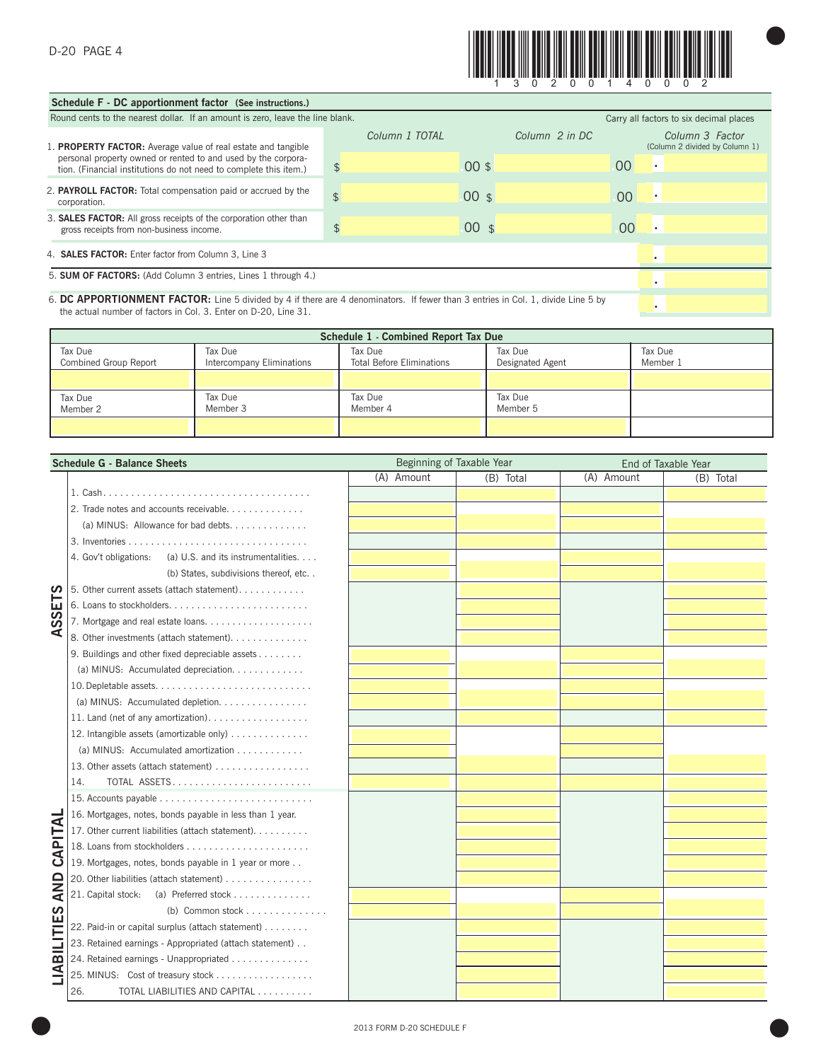D-20 PAGE 4

1 3 0 2 0 0 1 4 0 0 0 2

## Schedule F - DC apportionment factor (See instructions.)

Round cents to the nearest dollar. If an amount is zero, leave the line blank. Carry all factors to six decimal places

| | Column 1 TOTAL | Column 2 in DC | Column 3 Factor (Column 2 divided by Column 1) |
|---|---|---|---|
| 1. **PROPERTY FACTOR:** Average value of real estate and tangible personal property owned or rented to and used by the corporation. (Financial institutions do not need to complete this item.) | $ .00 | $ .00 | . |
| 2. **PAYROLL FACTOR:** Total compensation paid or accrued by the corporation. | $ .00 | $ .00 | . |
| 3. **SALES FACTOR:** All gross receipts of the corporation other than gross receipts from non-business income. | $ .00 | $ .00 | . |
| 4. **SALES FACTOR:** Enter factor from Column 3, Line 3 | | | . |
| 5. **SUM OF FACTORS:** (Add Column 3 entries, Lines 1 through 4.) | | | . |
| 6. **DC APPORTIONMENT FACTOR:** Line 5 divided by 4 if there are 4 denominators. If fewer than 3 entries in Col. 1, divide Line 5 by the actual number of factors in Col. 3. Enter on D-20, Line 31. | | | . |

## Schedule 1 - Combined Report Tax Due

| Tax Due Combined Group Report | Tax Due Intercompany Eliminations | Tax Due Total Before Eliminations | Tax Due Designated Agent | Tax Due Member 1 |
|---|---|---|---|---|
| | | | | |
| **Tax Due Member 2** | **Tax Due Member 3** | **Tax Due Member 4** | **Tax Due Member 5** | |
| | | | | |

## Schedule G - Balance Sheets

| | | Beginning of Taxable Year | | End of Taxable Year | |
|---|---|---|---|---|---|
| | | (A) Amount | (B) Total | (A) Amount | (B) Total |
| ASSETS | 1. Cash | | | | |
| | 2. Trade notes and accounts receivable | | | | |
| | (a) MINUS: Allowance for bad debts | | | | |
| | 3. Inventories | | | | |
| | 4. Gov't obligations: (a) U.S. and its instrumentalities | | | | |
| | (b) States, subdivisions thereof, etc. | | | | |
| | 5. Other current assets (attach statement) | | | | |
| | 6. Loans to stockholders | | | | |
| | 7. Mortgage and real estate loans | | | | |
| | 8. Other investments (attach statement) | | | | |
| | 9. Buildings and other fixed depreciable assets | | | | |
| | (a) MINUS: Accumulated depreciation | | | | |
| | 10. Depletable assets | | | | |
| | (a) MINUS: Accumulated depletion | | | | |
| | 11. Land (net of any amortization) | | | | |
| | 12. Intangible assets (amortizable only) | | | | |
| | (a) MINUS: Accumulated amortization | | | | |
| | 13. Other assets (attach statement) | | | | |
| | 14. TOTAL ASSETS | | | | |
| LIABILITIES AND CAPITAL | 15. Accounts payable | | | | |
| | 16. Mortgages, notes, bonds payable in less than 1 year. | | | | |
| | 17. Other current liabilities (attach statement) | | | | |
| | 18. Loans from stockholders | | | | |
| | 19. Mortgages, notes, bonds payable in 1 year or more | | | | |
| | 20. Other liabilities (attach statement) | | | | |
| | 21. Capital stock: (a) Preferred stock | | | | |
| | (b) Common stock | | | | |
| | 22. Paid-in or capital surplus (attach statement) | | | | |
| | 23. Retained earnings - Appropriated (attach statement) | | | | |
| | 24. Retained earnings - Unappropriated | | | | |
| | 25. MINUS: Cost of treasury stock | | | | |
| | 26. TOTAL LIABILITIES AND CAPITAL | | | | |

2013 FORM D-20 SCHEDULE F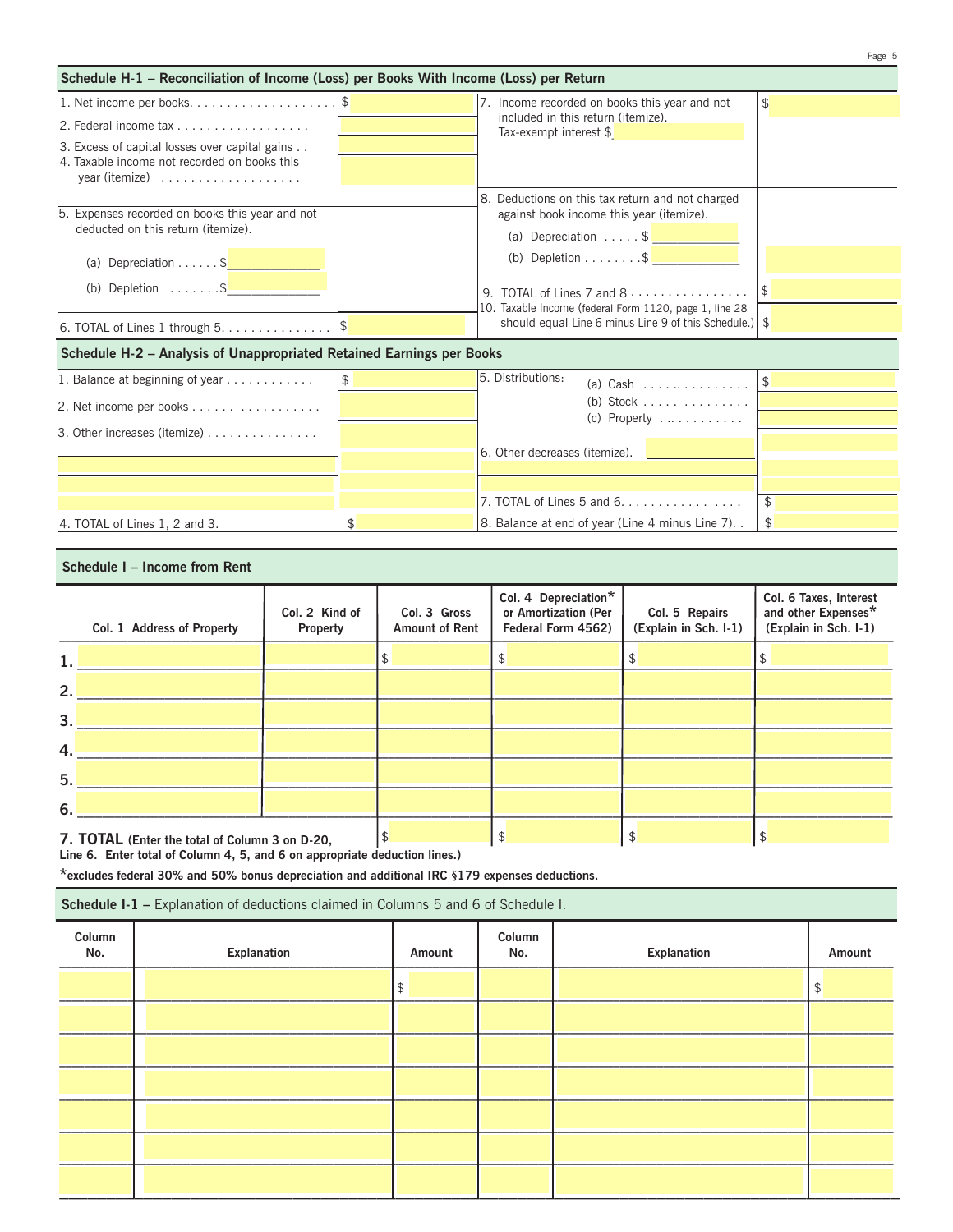## Schedule H-1 – Reconciliation of Income (Loss) per Books With Income (Loss) per Return

| | | | |
|---|---|---|---|
| 1. Net income per books. . . . . . . . . . . . . . . . . . . . | $ | 7. Income recorded on books this year and not included in this return (itemize). Tax-exempt interest $ | $ |
| 2. Federal income tax . . . . . . . . . . . . . . . . . . | | | |
| 3. Excess of capital losses over capital gains . . | | | |
| 4. Taxable income not recorded on books this year (itemize) . . . . . . . . . . . . . . . . . . . | | | |
| 5. Expenses recorded on books this year and not deducted on this return (itemize). (a) Depreciation . . . . . . $ (b) Depletion . . . . . . .$ | | 8. Deductions on this tax return and not charged against book income this year (itemize). (a) Depreciation . . . . . $ (b) Depletion . . . . . . . . $ | |
| | | 9. TOTAL of Lines 7 and 8 . . . . . . . . . . . . . . . . | $ |
| 6. TOTAL of Lines 1 through 5. . . . . . . . . . . . . . . | $ | 10. Taxable Income (federal Form 1120, page 1, line 28 should equal Line 6 minus Line 9 of this Schedule.) | $ |

## Schedule H-2 – Analysis of Unappropriated Retained Earnings per Books

| | | | |
|---|---|---|---|
| 1. Balance at beginning of year . . . . . . . . . . . . | $ | 5. Distributions: (a) Cash . . . . . . . . . . . . . . . . | $ |
| 2. Net income per books . . . . . . . . . . . . . . . . | | (b) Stock . . . . . . . . . . . . . . . | |
| 3. Other increases (itemize) . . . . . . . . . . . . . . . | | (c) Property . . . . . . . . . . . . | |
| | | 6. Other decreases (itemize). | |
| | | | |
| | | | |
| | | 7. TOTAL of Lines 5 and 6. . . . . . . . . . . . . . . . . . . | $ |
| 4. TOTAL of Lines 1, 2 and 3. | $ | 8. Balance at end of year (Line 4 minus Line 7). . | $ |

## Schedule I – Income from Rent

| Col. 1 Address of Property | Col. 2 Kind of Property | Col. 3 Gross Amount of Rent | Col. 4 Depreciation* or Amortization (Per Federal Form 4562) | Col. 5 Repairs (Explain in Sch. I-1) | Col. 6 Taxes, Interest and other Expenses* (Explain in Sch. I-1) |
|---|---|---|---|---|---|
| 1. | | $ | $ | $ | $ |
| 2. | | | | | |
| 3. | | | | | |
| 4. | | | | | |
| 5. | | | | | |
| 6. | | | | | |
| **7. TOTAL** (Enter the total of Column 3 on D-20, Line 6. Enter total of Column 4, 5, and 6 on appropriate deduction lines.) | | $ | $ | $ | $ |

***excludes federal 30% and 50% bonus depreciation and additional IRC §179 expenses deductions.**

## Schedule I-1 – Explanation of deductions claimed in Columns 5 and 6 of Schedule I.

| Column No. | Explanation | Amount | Column No. | Explanation | Amount |
|---|---|---|---|---|---|
| | | $ | | | $ |
| | | | | | |
| | | | | | |
| | | | | | |
| | | | | | |
| | | | | | |
| | | | | | |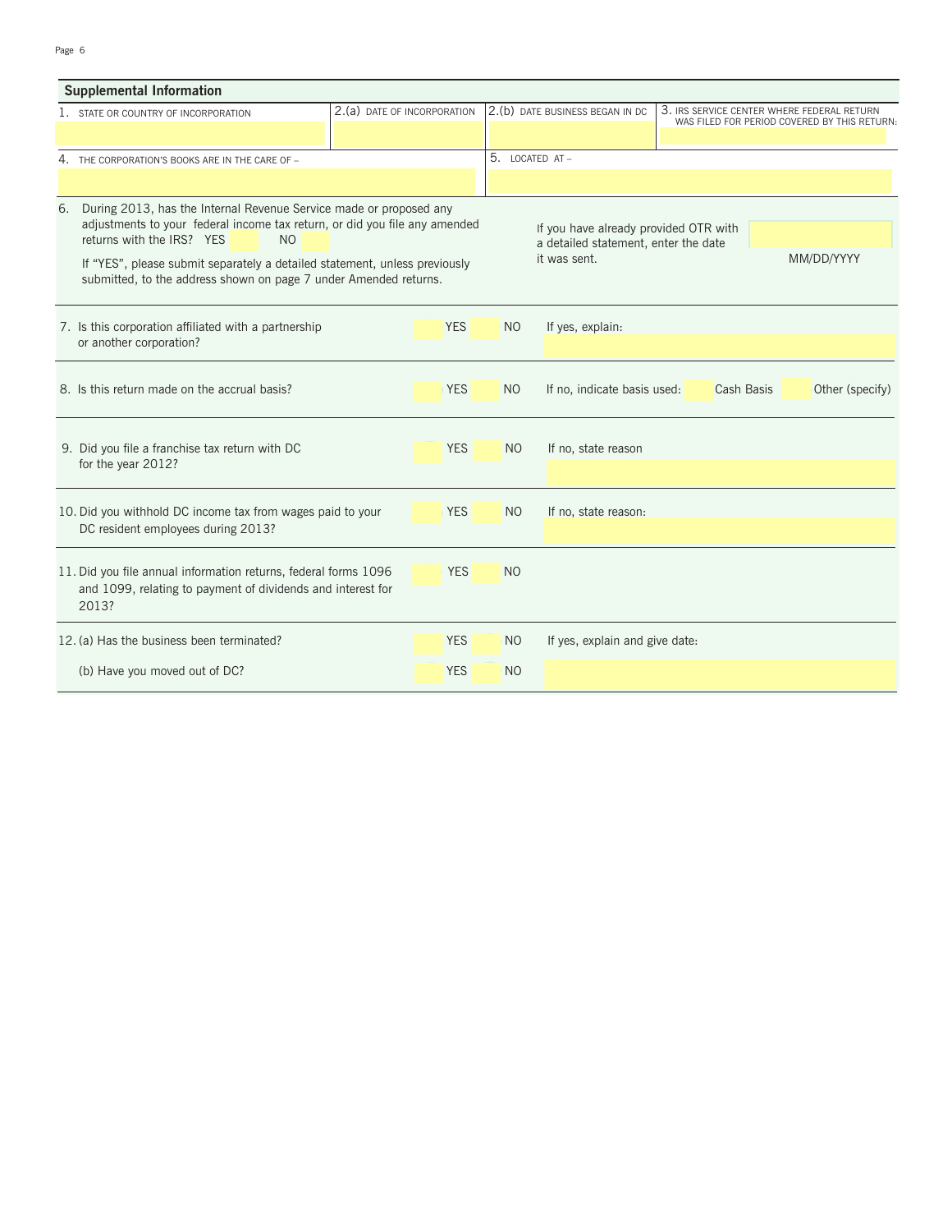## Supplemental Information

| 1. STATE OR COUNTRY OF INCORPORATION | 2.(a) DATE OF INCORPORATION | 2.(b) DATE BUSINESS BEGAN IN DC | 3. IRS SERVICE CENTER WHERE FEDERAL RETURN WAS FILED FOR PERIOD COVERED BY THIS RETURN: |
|---|---|---|---|
| | | | |

| 4. THE CORPORATION'S BOOKS ARE IN THE CARE OF – | 5. LOCATED AT – |
|---|---|
| | |

6. During 2013, has the Internal Revenue Service made or proposed any adjustments to your federal income tax return, or did you file any amended returns with the IRS? YES NO

   If "YES", please submit separately a detailed statement, unless previously submitted, to the address shown on page 7 under Amended returns.

   If you have already provided OTR with a detailed statement, enter the date it was sent. MM/DD/YYYY

7. Is this corporation affiliated with a partnership or another corporation? YES NO If yes, explain:

8. Is this return made on the accrual basis? YES NO If no, indicate basis used: Cash Basis Other (specify)

9. Did you file a franchise tax return with DC for the year 2012? YES NO If no, state reason

10. Did you withhold DC income tax from wages paid to your DC resident employees during 2013? YES NO If no, state reason:

11. Did you file annual information returns, federal forms 1096 and 1099, relating to payment of dividends and interest for 2013? YES NO

12. (a) Has the business been terminated? YES NO If yes, explain and give date:

    (b) Have you moved out of DC? YES NO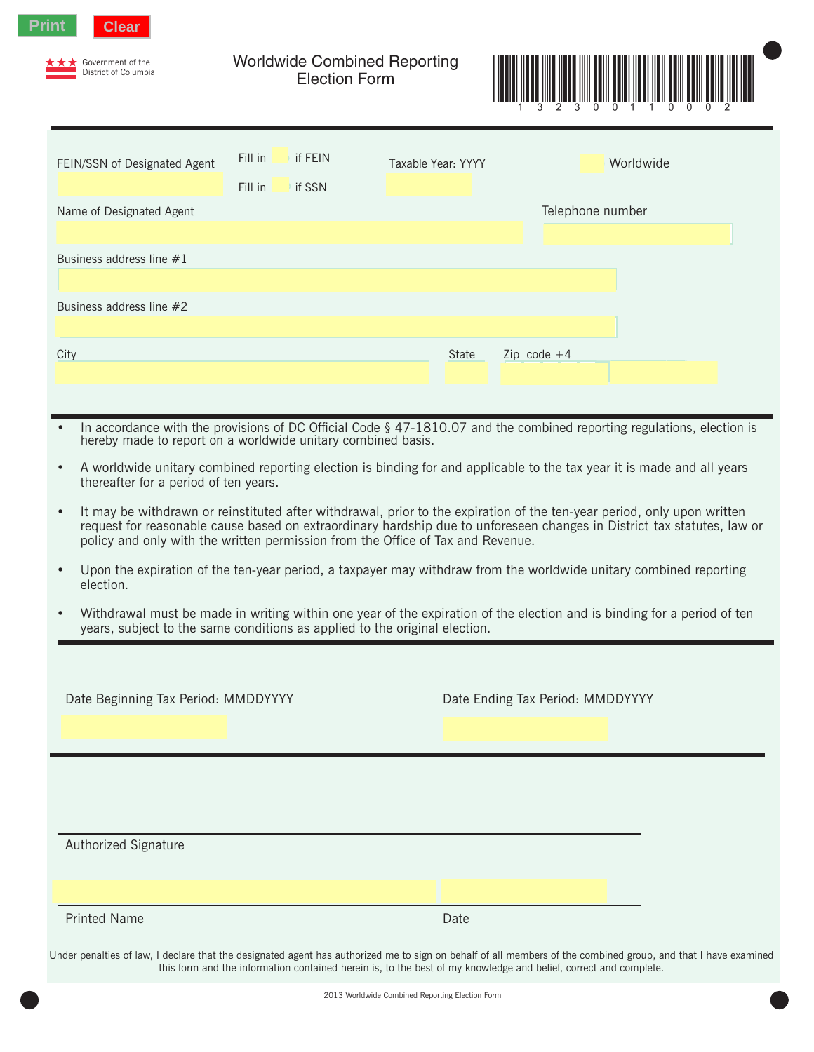Print Clear

Government of the District of Columbia

# Worldwide Combined Reporting Election Form

1 3 2 3 0 0 1 1 0 0 0 2

FEIN/SSN of Designated Agent

Fill in ☐ if FEIN

Fill in ☐ if SSN

Taxable Year: YYYY

☐ Worldwide

Name of Designated Agent

Telephone number

Business address line #1

Business address line #2

City

State

Zip code +4

- In accordance with the provisions of DC Official Code § 47-1810.07 and the combined reporting regulations, election is hereby made to report on a worldwide unitary combined basis.
- A worldwide unitary combined reporting election is binding for and applicable to the tax year it is made and all years thereafter for a period of ten years.
- It may be withdrawn or reinstituted after withdrawal, prior to the expiration of the ten-year period, only upon written request for reasonable cause based on extraordinary hardship due to unforeseen changes in District tax statutes, law or policy and only with the written permission from the Office of Tax and Revenue.
- Upon the expiration of the ten-year period, a taxpayer may withdraw from the worldwide unitary combined reporting election.
- Withdrawal must be made in writing within one year of the expiration of the election and is binding for a period of ten years, subject to the same conditions as applied to the original election.

Date Beginning Tax Period: MMDDYYYY

Date Ending Tax Period: MMDDYYYY

Authorized Signature

Printed Name

Date

Under penalties of law, I declare that the designated agent has authorized me to sign on behalf of all members of the combined group, and that I have examined this form and the information contained herein is, to the best of my knowledge and belief, correct and complete.

2013 Worldwide Combined Reporting Election Form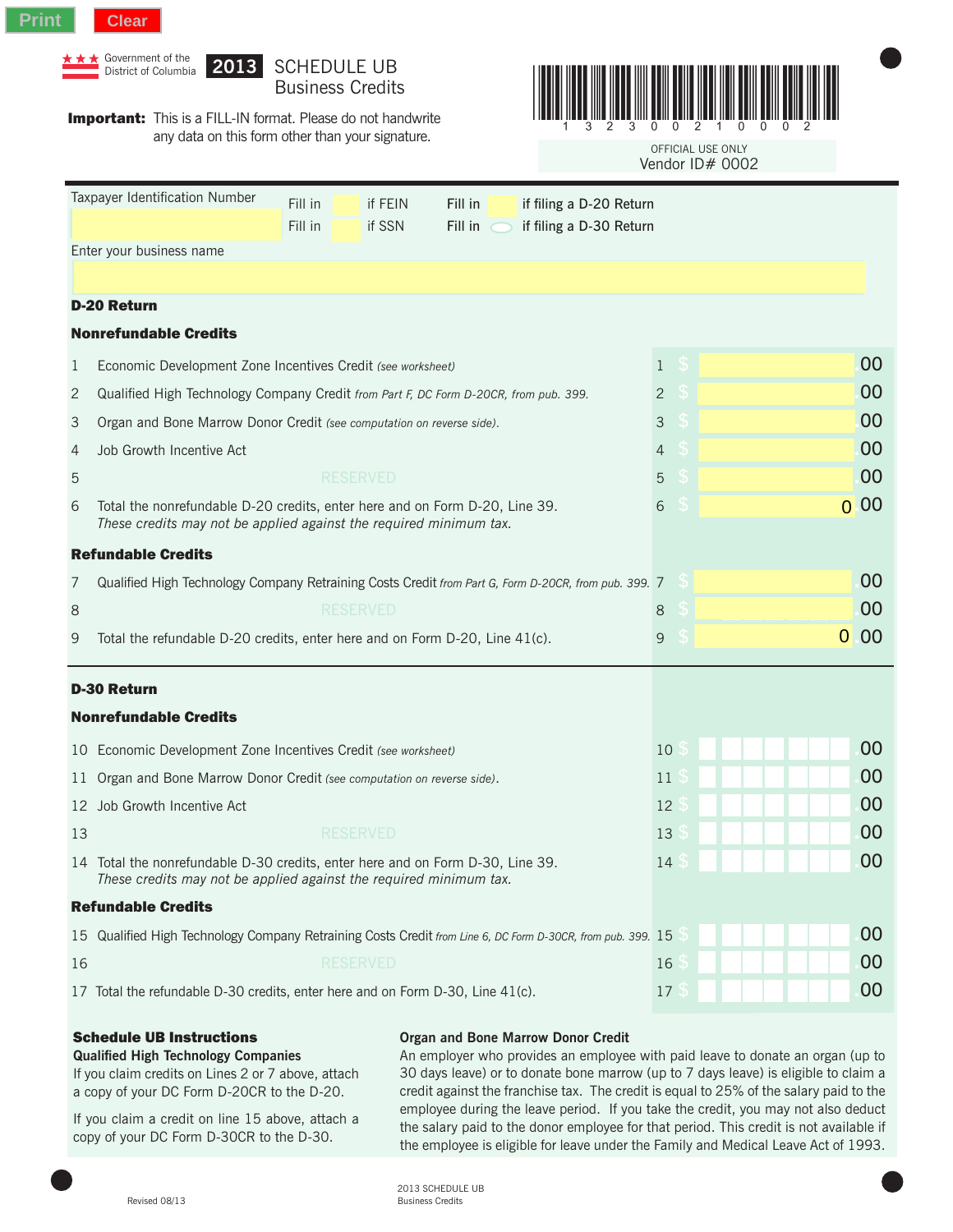Print Clear

Government of the District of Columbia

# 2013 SCHEDULE UB Business Credits

**Important:** This is a FILL-IN format. Please do not handwrite any data on this form other than your signature.

1 3 2 3 0 0 2 1 0 0 0 2

OFFICIAL USE ONLY
Vendor ID# 0002

Taxpayer Identification Number

Fill in if FEIN
Fill in if SSN

Fill in if filing a D-20 Return
Fill in if filing a D-30 Return

Enter your business name

## D-20 Return

### Nonrefundable Credits

| | | | |
|---|---|---|---|
| 1 | Economic Development Zone Incentives Credit *(see worksheet)* | 1 $ | .00 |
| 2 | Qualified High Technology Company Credit *from Part F, DC Form D-20CR, from pub. 399.* | 2 $ | .00 |
| 3 | Organ and Bone Marrow Donor Credit *(see computation on reverse side).* | 3 $ | .00 |
| 4 | Job Growth Incentive Act | 4 $ | .00 |
| 5 | RESERVED | 5 $ | .00 |
| 6 | Total the nonrefundable D-20 credits, enter here and on Form D-20, Line 39. *These credits may not be applied against the required minimum tax.* | 6 $ | 0 .00 |

### Refundable Credits

| | | | |
|---|---|---|---|
| 7 | Qualified High Technology Company Retraining Costs Credit *from Part G, Form D-20CR, from pub. 399.* | 7 $ | .00 |
| 8 | RESERVED | 8 $ | .00 |
| 9 | Total the refundable D-20 credits, enter here and on Form D-20, Line 41(c). | 9 $ | 0 .00 |

## D-30 Return

### Nonrefundable Credits

| | | | |
|---|---|---|---|
| 10 | Economic Development Zone Incentives Credit *(see worksheet)* | 10 $ | .00 |
| 11 | Organ and Bone Marrow Donor Credit *(see computation on reverse side).* | 11 $ | .00 |
| 12 | Job Growth Incentive Act | 12 $ | .00 |
| 13 | RESERVED | 13 $ | .00 |
| 14 | Total the nonrefundable D-30 credits, enter here and on Form D-30, Line 39. *These credits may not be applied against the required minimum tax.* | 14 $ | .00 |

### Refundable Credits

| | | | |
|---|---|---|---|
| 15 | Qualified High Technology Company Retraining Costs Credit *from Line 6, DC Form D-30CR, from pub. 399.* | 15 $ | .00 |
| 16 | RESERVED | 16 $ | .00 |
| 17 | Total the refundable D-30 credits, enter here and on Form D-30, Line 41(c). | 17 $ | .00 |

### Schedule UB Instructions

**Qualified High Technology Companies**

If you claim credits on Lines 2 or 7 above, attach a copy of your DC Form D-20CR to the D-20.

If you claim a credit on line 15 above, attach a copy of your DC Form D-30CR to the D-30.

**Organ and Bone Marrow Donor Credit**

An employer who provides an employee with paid leave to donate an organ (up to 30 days leave) or to donate bone marrow (up to 7 days leave) is eligible to claim a credit against the franchise tax. The credit is equal to 25% of the salary paid to the employee during the leave period. If you take the credit, you may not also deduct the salary paid to the donor employee for that period. This credit is not available if the employee is eligible for leave under the Family and Medical Leave Act of 1993.

Revised 08/13

2013 SCHEDULE UB Business Credits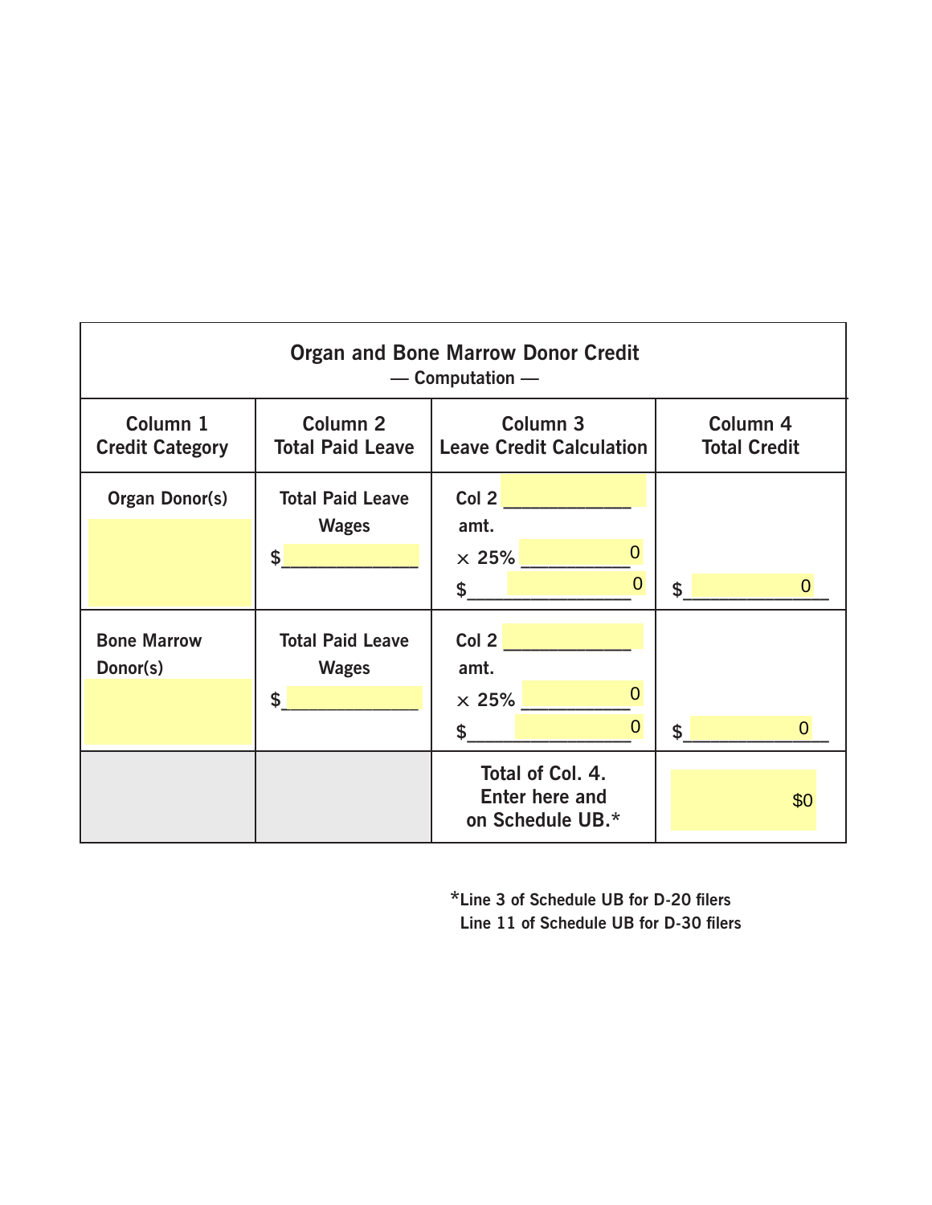| Organ and Bone Marrow Donor Credit — Computation — | | | |
|---|---|---|---|
| **Column 1 Credit Category** | **Column 2 Total Paid Leave** | **Column 3 Leave Credit Calculation** | **Column 4 Total Credit** |
| Organ Donor(s) | Total Paid Leave Wages $_____________ | Col 2 _____________ amt. × 25% ___________ 0 $_______________ 0 | $_____________ 0 |
| Bone Marrow Donor(s) | Total Paid Leave Wages $_____________ | Col 2 _____________ amt. × 25% ___________ 0 $_______________ 0 | $_____________ 0 |
| | | Total of Col. 4. Enter here and on Schedule UB.* | $0 |

*Line 3 of Schedule UB for D-20 filers
Line 11 of Schedule UB for D-30 filers